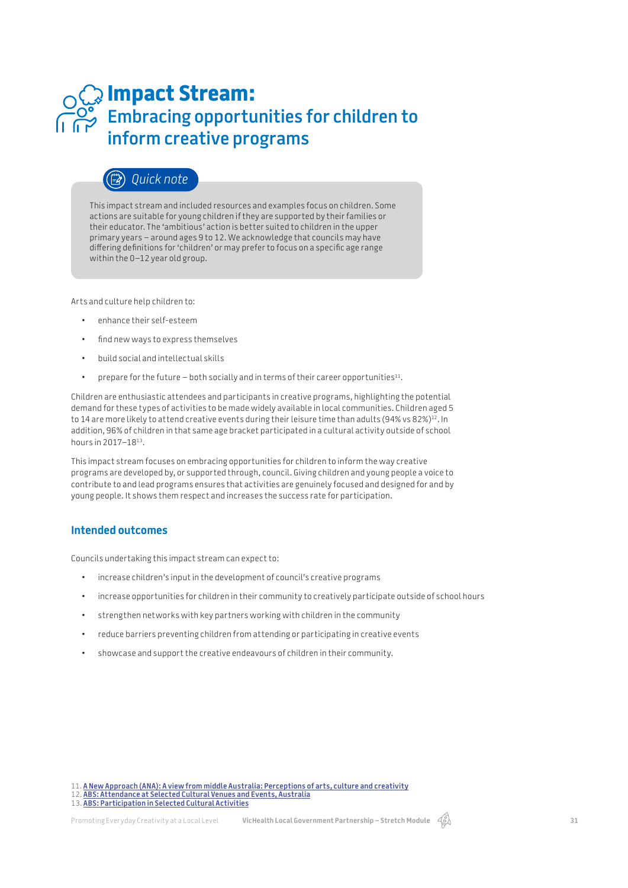# Impact Stream:

## Embracing opportunities for children to inform creative programs

> *Quick note*
>
> This impact stream and included resources and examples focus on children. Some actions are suitable for young children if they are supported by their families or their educator. The 'ambitious' action is better suited to children in the upper primary years – around ages 9 to 12. We acknowledge that councils may have differing definitions for 'children' or may prefer to focus on a specific age range within the 0–12 year old group.

Arts and culture help children to:

- enhance their self-esteem
- find new ways to express themselves
- build social and intellectual skills
- prepare for the future – both socially and in terms of their career opportunities[11].

Children are enthusiastic attendees and participants in creative programs, highlighting the potential demand for these types of activities to be made widely available in local communities. Children aged 5 to 14 are more likely to attend creative events during their leisure time than adults (94% vs 82%)[12]. In addition, 96% of children in that same age bracket participated in a cultural activity outside of school hours in 2017–18[13].

This impact stream focuses on embracing opportunities for children to inform the way creative programs are developed by, or supported through, council. Giving children and young people a voice to contribute to and lead programs ensures that activities are genuinely focused and designed for and by young people. It shows them respect and increases the success rate for participation.

### Intended outcomes

Councils undertaking this impact stream can expect to:

- increase children's input in the development of council's creative programs
- increase opportunities for children in their community to creatively participate outside of school hours
- strengthen networks with key partners working with children in the community
- reduce barriers preventing children from attending or participating in creative events
- showcase and support the creative endeavours of children in their community.

11. A New Approach (ANA): A view from middle Australia: Perceptions of arts, culture and creativity
12. ABS: Attendance at Selected Cultural Venues and Events, Australia
13. ABS: Participation in Selected Cultural Activities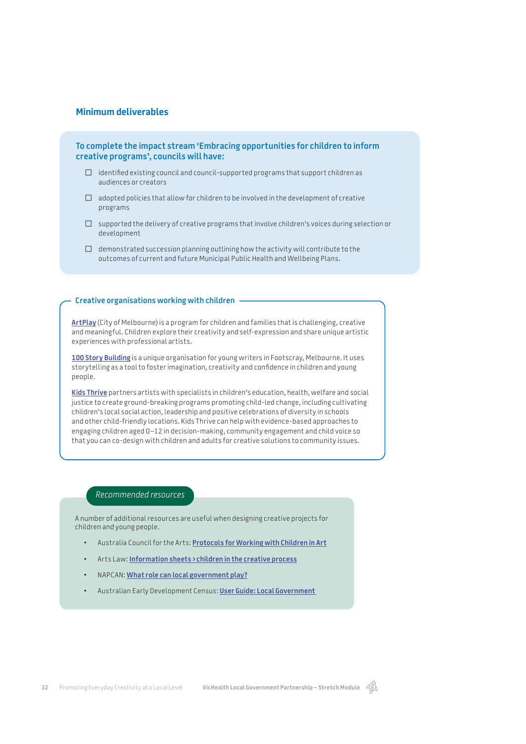## Minimum deliverables

**To complete the impact stream 'Embracing opportunities for children to inform creative programs', councils will have:**

- ☐ identified existing council and council-supported programs that support children as audiences or creators
- ☐ adopted policies that allow for children to be involved in the development of creative programs
- ☐ supported the delivery of creative programs that involve children's voices during selection or development
- ☐ demonstrated succession planning outlining how the activity will contribute to the outcomes of current and future Municipal Public Health and Wellbeing Plans.

### Creative organisations working with children

**ArtPlay** (City of Melbourne) is a program for children and families that is challenging, creative and meaningful. Children explore their creativity and self-expression and share unique artistic experiences with professional artists.

**100 Story Building** is a unique organisation for young writers in Footscray, Melbourne. It uses storytelling as a tool to foster imagination, creativity and confidence in children and young people.

**Kids Thrive** partners artists with specialists in children's education, health, welfare and social justice to create ground-breaking programs promoting child-led change, including cultivating children's local social action, leadership and positive celebrations of diversity in schools and other child-friendly locations. Kids Thrive can help with evidence-based approaches to engaging children aged 0–12 in decision-making, community engagement and child voice so that you can co-design with children and adults for creative solutions to community issues.

### *Recommended resources*

A number of additional resources are useful when designing creative projects for children and young people.

- Australia Council for the Arts: **Protocols for Working with Children in Art**
- Arts Law: **Information sheets > children in the creative process**
- NAPCAN: **What role can local government play?**
- Australian Early Development Census: **User Guide: Local Government**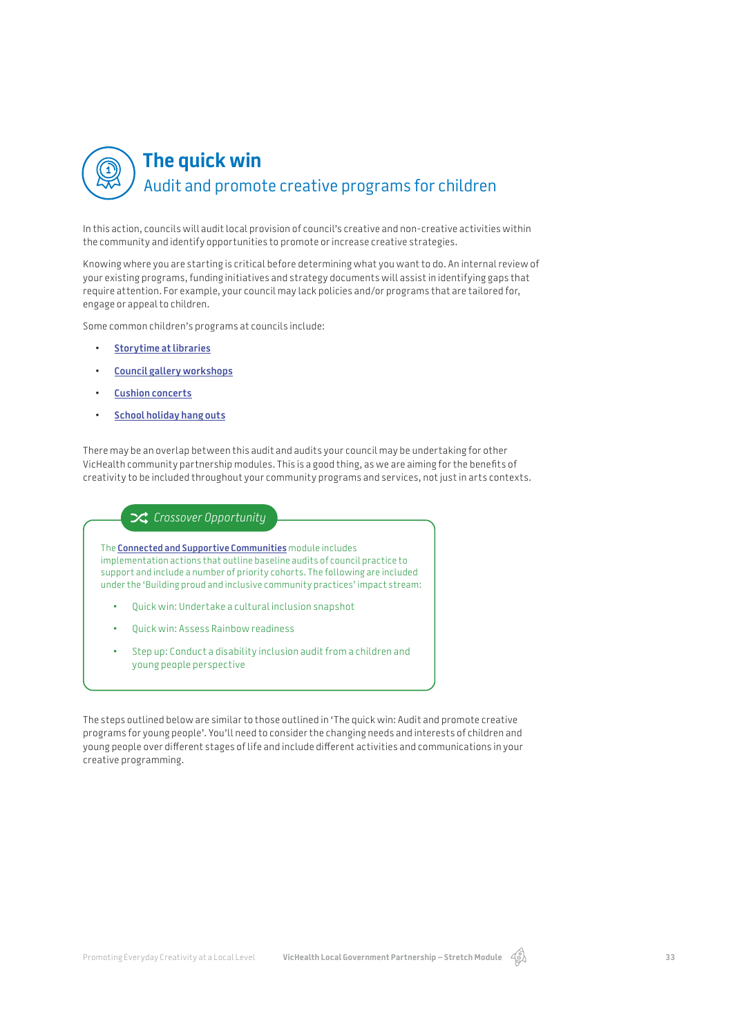## The quick win
### Audit and promote creative programs for children

In this action, councils will audit local provision of council's creative and non-creative activities within the community and identify opportunities to promote or increase creative strategies.

Knowing where you are starting is critical before determining what you want to do. An internal review of your existing programs, funding initiatives and strategy documents will assist in identifying gaps that require attention. For example, your council may lack policies and/or programs that are tailored for, engage or appeal to children.

Some common children's programs at councils include:

- **Storytime at libraries**
- **Council gallery workshops**
- **Cushion concerts**
- **School holiday hang outs**

There may be an overlap between this audit and audits your council may be undertaking for other VicHealth community partnership modules. This is a good thing, as we are aiming for the benefits of creativity to be included throughout your community programs and services, not just in arts contexts.

> *Crossover Opportunity*
>
> The **Connected and Supportive Communities** module includes implementation actions that outline baseline audits of council practice to support and include a number of priority cohorts. The following are included under the 'Building proud and inclusive community practices' impact stream:
>
> - Quick win: Undertake a cultural inclusion snapshot
> - Quick win: Assess Rainbow readiness
> - Step up: Conduct a disability inclusion audit from a children and young people perspective

The steps outlined below are similar to those outlined in 'The quick win: Audit and promote creative programs for young people'. You'll need to consider the changing needs and interests of children and young people over different stages of life and include different activities and communications in your creative programming.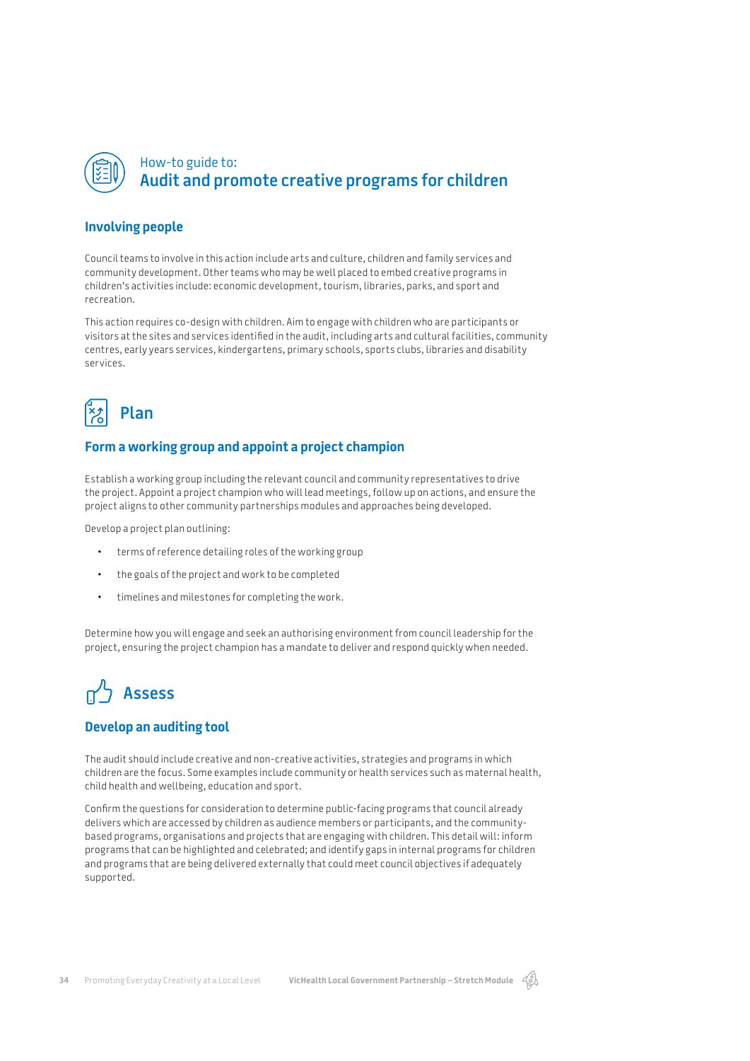How-to guide to:

# Audit and promote creative programs for children

### Involving people

Council teams to involve in this action include arts and culture, children and family services and community development. Other teams who may be well placed to embed creative programs in children's activities include: economic development, tourism, libraries, parks, and sport and recreation.

This action requires co-design with children. Aim to engage with children who are participants or visitors at the sites and services identified in the audit, including arts and cultural facilities, community centres, early years services, kindergartens, primary schools, sports clubs, libraries and disability services.

## Plan

### Form a working group and appoint a project champion

Establish a working group including the relevant council and community representatives to drive the project. Appoint a project champion who will lead meetings, follow up on actions, and ensure the project aligns to other community partnerships modules and approaches being developed.

Develop a project plan outlining:

- terms of reference detailing roles of the working group
- the goals of the project and work to be completed
- timelines and milestones for completing the work.

Determine how you will engage and seek an authorising environment from council leadership for the project, ensuring the project champion has a mandate to deliver and respond quickly when needed.

## Assess

### Develop an auditing tool

The audit should include creative and non-creative activities, strategies and programs in which children are the focus. Some examples include community or health services such as maternal health, child health and wellbeing, education and sport.

Confirm the questions for consideration to determine public-facing programs that council already delivers which are accessed by children as audience members or participants, and the community-based programs, organisations and projects that are engaging with children. This detail will: inform programs that can be highlighted and celebrated; and identify gaps in internal programs for children and programs that are being delivered externally that could meet council objectives if adequately supported.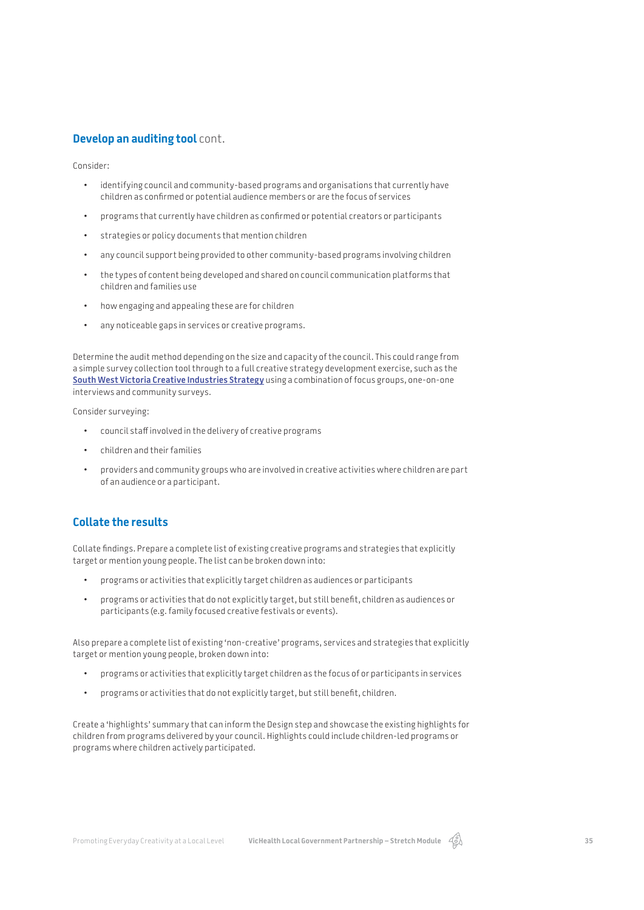## **Develop an auditing tool** cont.

Consider:

- identifying council and community-based programs and organisations that currently have children as confirmed or potential audience members or are the focus of services
- programs that currently have children as confirmed or potential creators or participants
- strategies or policy documents that mention children
- any council support being provided to other community-based programs involving children
- the types of content being developed and shared on council communication platforms that children and families use
- how engaging and appealing these are for children
- any noticeable gaps in services or creative programs.

Determine the audit method depending on the size and capacity of the council. This could range from a simple survey collection tool through to a full creative strategy development exercise, such as the **South West Victoria Creative Industries Strategy** using a combination of focus groups, one-on-one interviews and community surveys.

Consider surveying:

- council staff involved in the delivery of creative programs
- children and their families
- providers and community groups who are involved in creative activities where children are part of an audience or a participant.

## **Collate the results**

Collate findings. Prepare a complete list of existing creative programs and strategies that explicitly target or mention young people. The list can be broken down into:

- programs or activities that explicitly target children as audiences or participants
- programs or activities that do not explicitly target, but still benefit, children as audiences or participants (e.g. family focused creative festivals or events).

Also prepare a complete list of existing 'non-creative' programs, services and strategies that explicitly target or mention young people, broken down into:

- programs or activities that explicitly target children as the focus of or participants in services
- programs or activities that do not explicitly target, but still benefit, children.

Create a 'highlights' summary that can inform the Design step and showcase the existing highlights for children from programs delivered by your council. Highlights could include children-led programs or programs where children actively participated.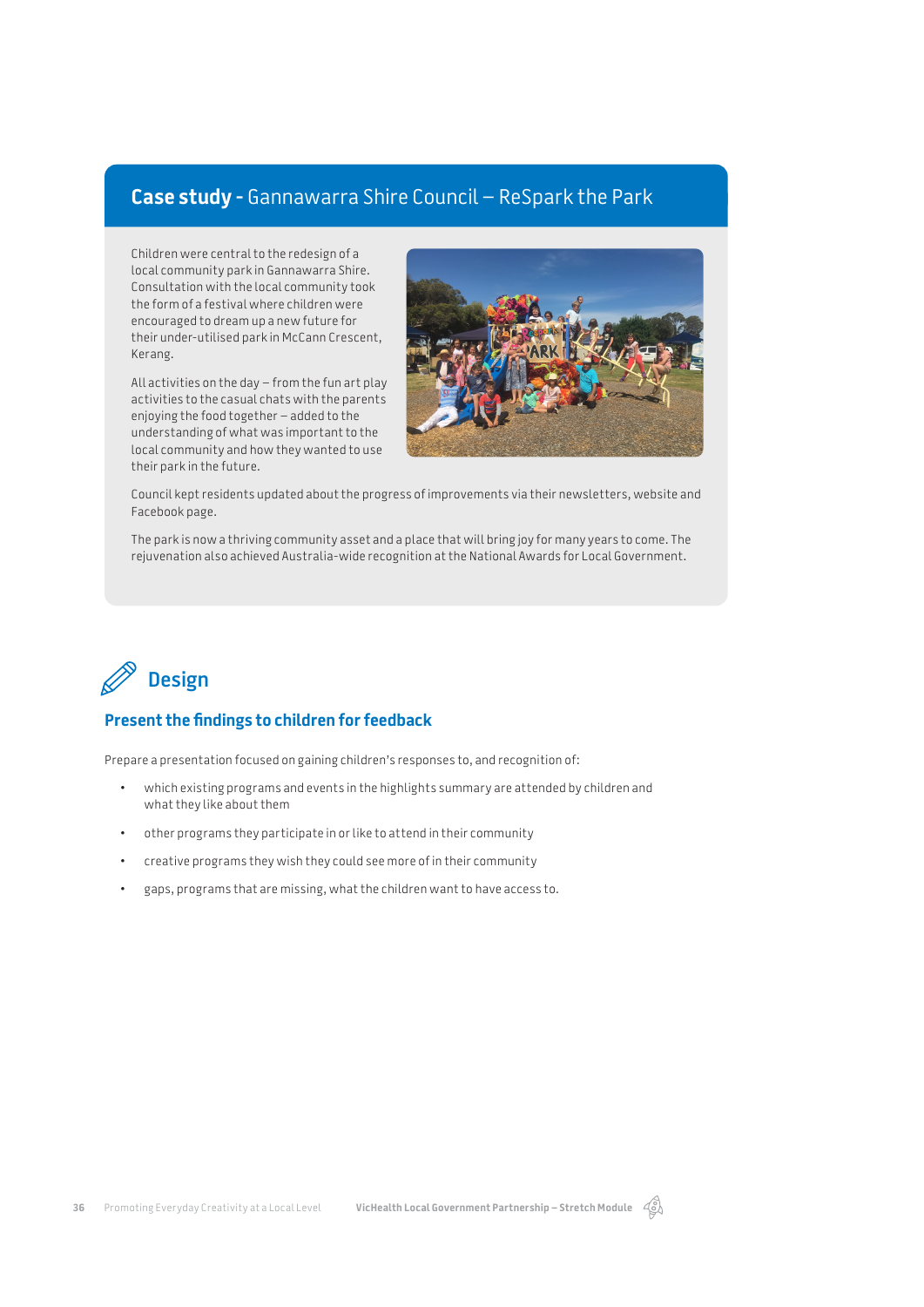## Case study - Gannawarra Shire Council – ReSpark the Park

Children were central to the redesign of a local community park in Gannawarra Shire. Consultation with the local community took the form of a festival where children were encouraged to dream up a new future for their under-utilised park in McCann Crescent, Kerang.

All activities on the day – from the fun art play activities to the casual chats with the parents enjoying the food together – added to the understanding of what was important to the local community and how they wanted to use their park in the future.

Council kept residents updated about the progress of improvements via their newsletters, website and Facebook page.

The park is now a thriving community asset and a place that will bring joy for many years to come. The rejuvenation also achieved Australia-wide recognition at the National Awards for Local Government.

## Design

### Present the findings to children for feedback

Prepare a presentation focused on gaining children's responses to, and recognition of:

- which existing programs and events in the highlights summary are attended by children and what they like about them
- other programs they participate in or like to attend in their community
- creative programs they wish they could see more of in their community
- gaps, programs that are missing, what the children want to have access to.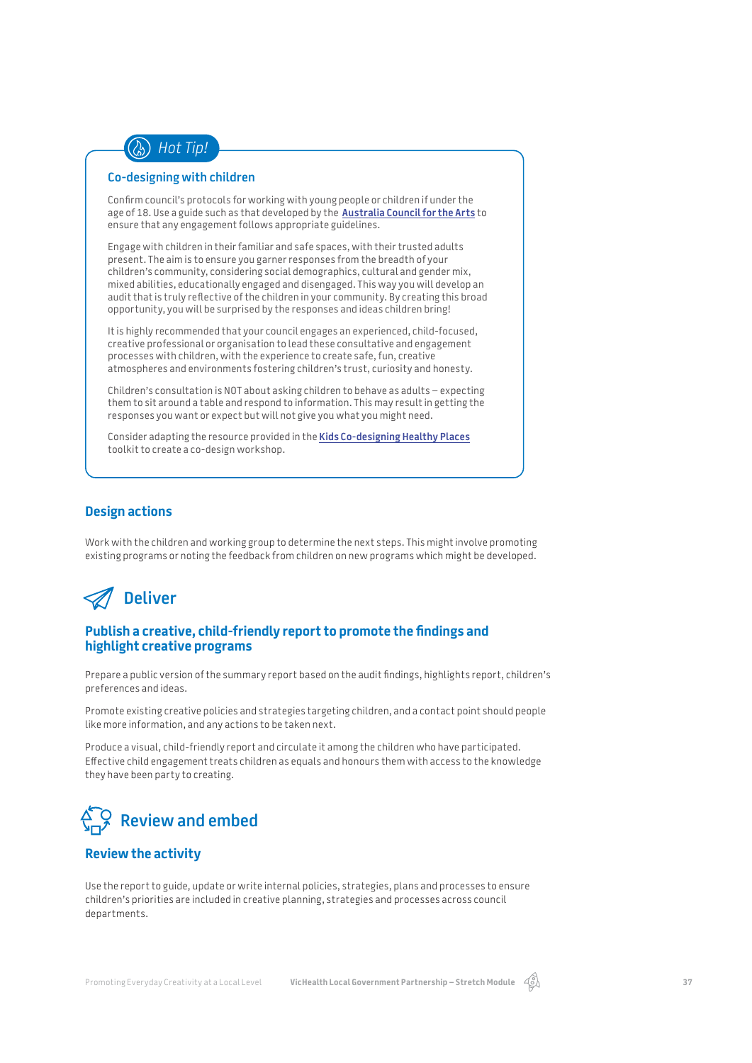**Hot Tip!**

### Co-designing with children

Confirm council's protocols for working with young people or children if under the age of 18. Use a guide such as that developed by the **Australia Council for the Arts** to ensure that any engagement follows appropriate guidelines.

Engage with children in their familiar and safe spaces, with their trusted adults present. The aim is to ensure you garner responses from the breadth of your children's community, considering social demographics, cultural and gender mix, mixed abilities, educationally engaged and disengaged. This way you will develop an audit that is truly reflective of the children in your community. By creating this broad opportunity, you will be surprised by the responses and ideas children bring!

It is highly recommended that your council engages an experienced, child-focused, creative professional or organisation to lead these consultative and engagement processes with children, with the experience to create safe, fun, creative atmospheres and environments fostering children's trust, curiosity and honesty.

Children's consultation is NOT about asking children to behave as adults – expecting them to sit around a table and respond to information. This may result in getting the responses you want or expect but will not give you what you might need.

Consider adapting the resource provided in the **Kids Co-designing Healthy Places** toolkit to create a co-design workshop.

### Design actions

Work with the children and working group to determine the next steps. This might involve promoting existing programs or noting the feedback from children on new programs which might be developed.

## Deliver

### Publish a creative, child-friendly report to promote the findings and highlight creative programs

Prepare a public version of the summary report based on the audit findings, highlights report, children's preferences and ideas.

Promote existing creative policies and strategies targeting children, and a contact point should people like more information, and any actions to be taken next.

Produce a visual, child-friendly report and circulate it among the children who have participated. Effective child engagement treats children as equals and honours them with access to the knowledge they have been party to creating.

## Review and embed

### Review the activity

Use the report to guide, update or write internal policies, strategies, plans and processes to ensure children's priorities are included in creative planning, strategies and processes across council departments.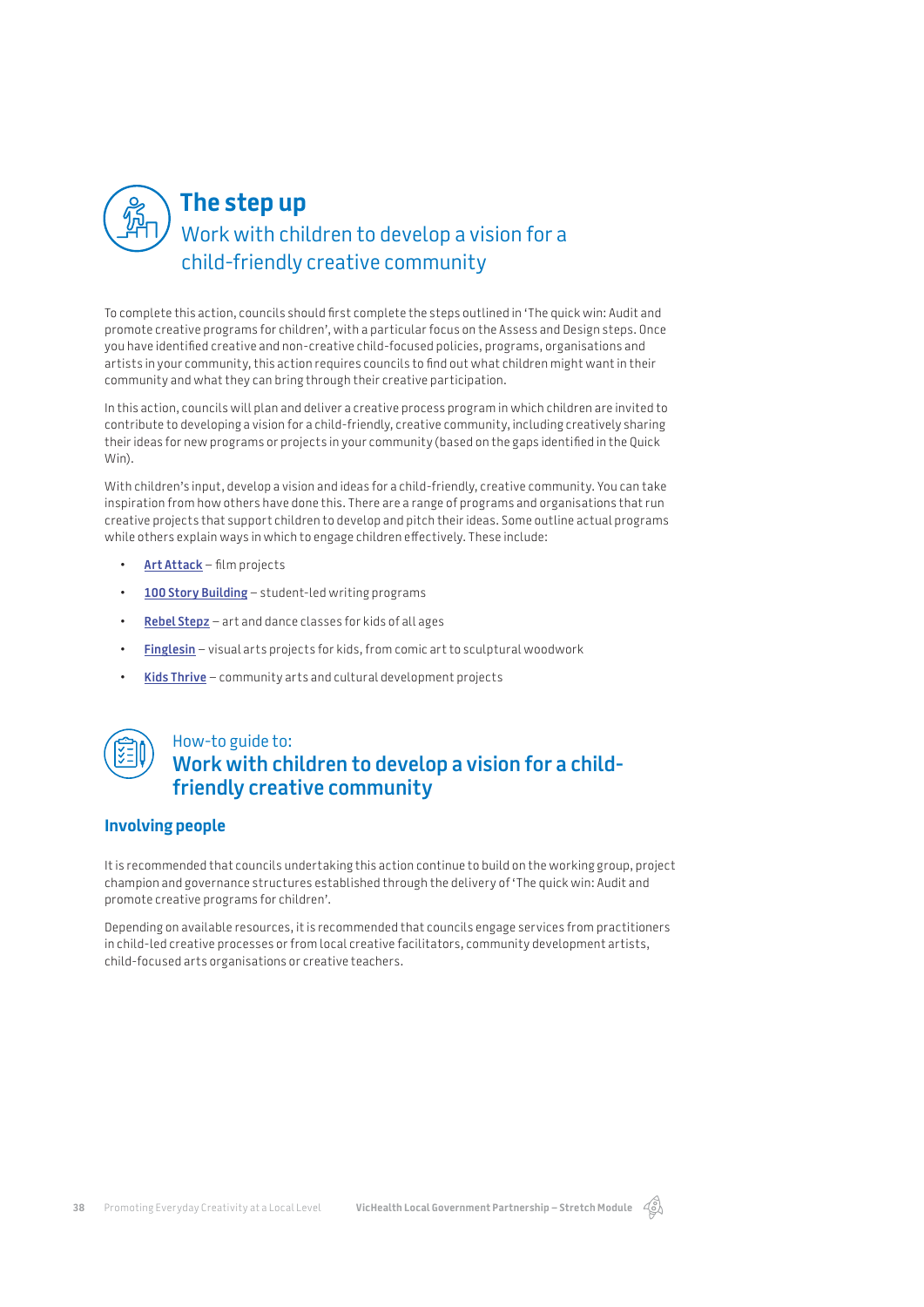## The step up

Work with children to develop a vision for a child-friendly creative community

To complete this action, councils should first complete the steps outlined in 'The quick win: Audit and promote creative programs for children', with a particular focus on the Assess and Design steps. Once you have identified creative and non-creative child-focused policies, programs, organisations and artists in your community, this action requires councils to find out what children might want in their community and what they can bring through their creative participation.

In this action, councils will plan and deliver a creative process program in which children are invited to contribute to developing a vision for a child-friendly, creative community, including creatively sharing their ideas for new programs or projects in your community (based on the gaps identified in the Quick Win).

With children's input, develop a vision and ideas for a child-friendly, creative community. You can take inspiration from how others have done this. There are a range of programs and organisations that run creative projects that support children to develop and pitch their ideas. Some outline actual programs while others explain ways in which to engage children effectively. These include:

- **Art Attack** – film projects
- **100 Story Building** – student-led writing programs
- **Rebel Stepz** – art and dance classes for kids of all ages
- **Finglesin** – visual arts projects for kids, from comic art to sculptural woodwork
- **Kids Thrive** – community arts and cultural development projects

### How-to guide to: Work with children to develop a vision for a child-friendly creative community

#### Involving people

It is recommended that councils undertaking this action continue to build on the working group, project champion and governance structures established through the delivery of 'The quick win: Audit and promote creative programs for children'.

Depending on available resources, it is recommended that councils engage services from practitioners in child-led creative processes or from local creative facilitators, community development artists, child-focused arts organisations or creative teachers.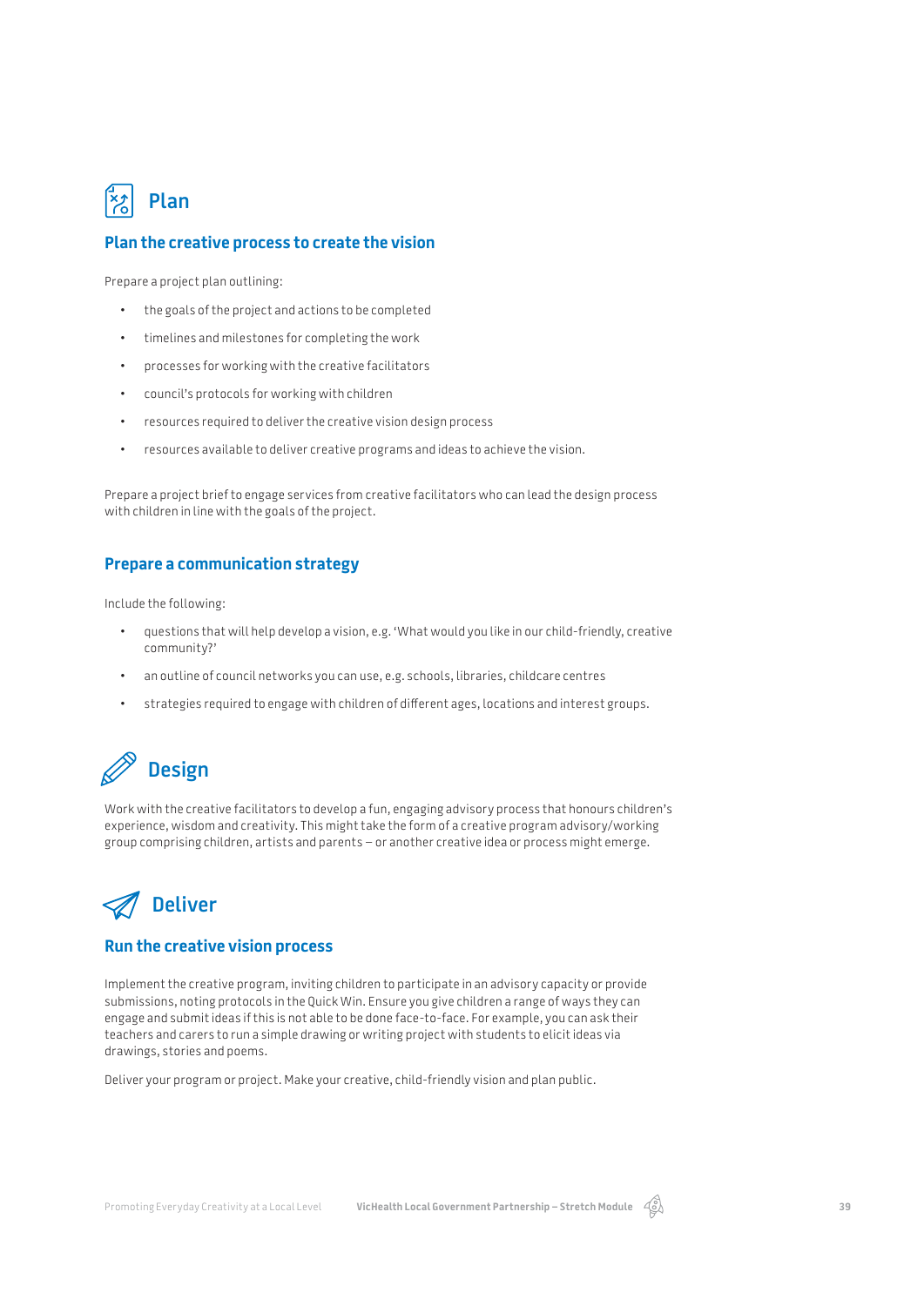## Plan

### Plan the creative process to create the vision

Prepare a project plan outlining:

- the goals of the project and actions to be completed
- timelines and milestones for completing the work
- processes for working with the creative facilitators
- council's protocols for working with children
- resources required to deliver the creative vision design process
- resources available to deliver creative programs and ideas to achieve the vision.

Prepare a project brief to engage services from creative facilitators who can lead the design process with children in line with the goals of the project.

### Prepare a communication strategy

Include the following:

- questions that will help develop a vision, e.g. 'What would you like in our child-friendly, creative community?'
- an outline of council networks you can use, e.g. schools, libraries, childcare centres
- strategies required to engage with children of different ages, locations and interest groups.

## Design

Work with the creative facilitators to develop a fun, engaging advisory process that honours children's experience, wisdom and creativity. This might take the form of a creative program advisory/working group comprising children, artists and parents – or another creative idea or process might emerge.

## Deliver

### Run the creative vision process

Implement the creative program, inviting children to participate in an advisory capacity or provide submissions, noting protocols in the Quick Win. Ensure you give children a range of ways they can engage and submit ideas if this is not able to be done face-to-face. For example, you can ask their teachers and carers to run a simple drawing or writing project with students to elicit ideas via drawings, stories and poems.

Deliver your program or project. Make your creative, child-friendly vision and plan public.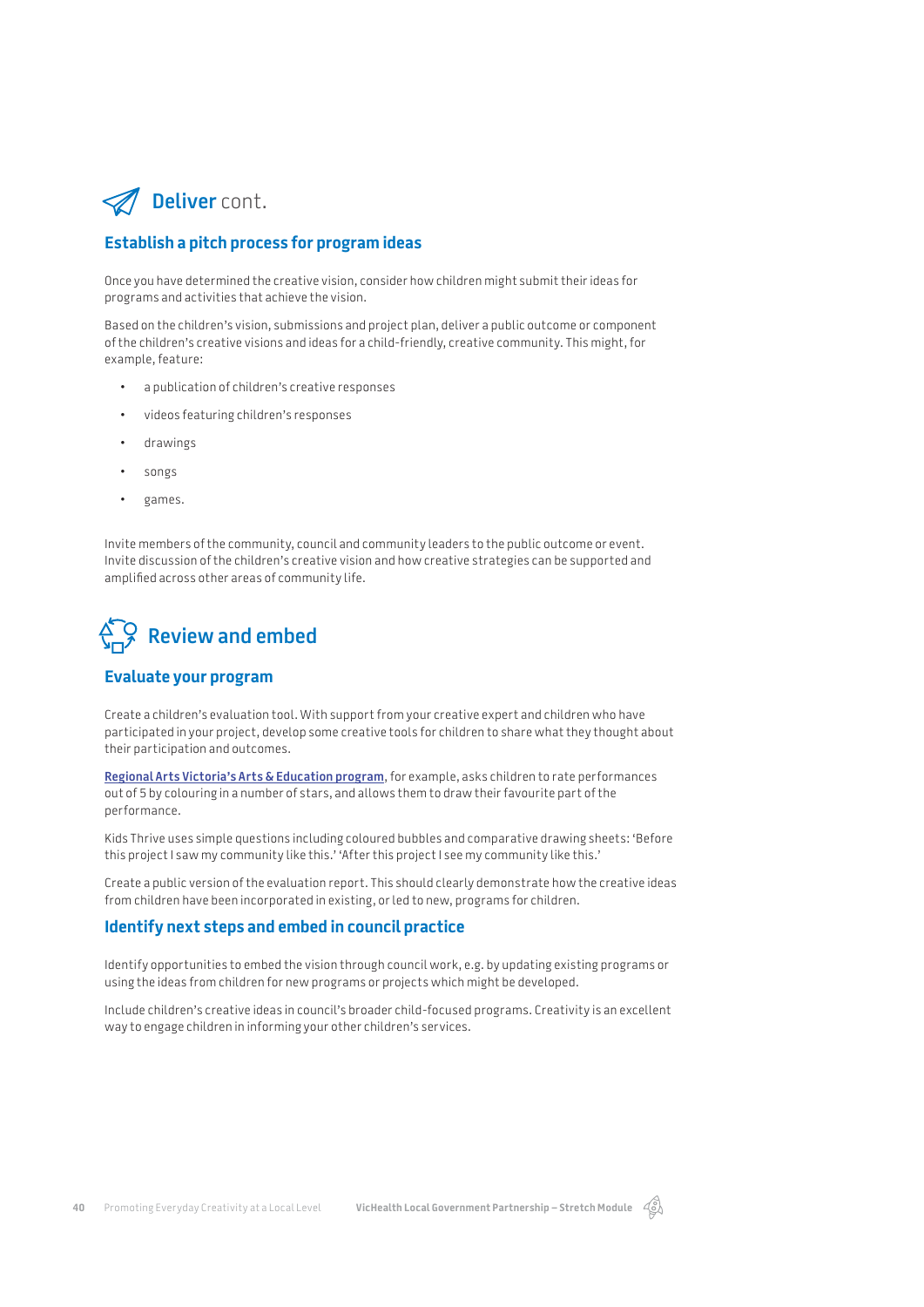## **Deliver** cont.

### Establish a pitch process for program ideas

Once you have determined the creative vision, consider how children might submit their ideas for programs and activities that achieve the vision.

Based on the children's vision, submissions and project plan, deliver a public outcome or component of the children's creative visions and ideas for a child-friendly, creative community. This might, for example, feature:

- a publication of children's creative responses
- videos featuring children's responses
- drawings
- songs
- games.

Invite members of the community, council and community leaders to the public outcome or event. Invite discussion of the children's creative vision and how creative strategies can be supported and amplified across other areas of community life.

## Review and embed

### Evaluate your program

Create a children's evaluation tool. With support from your creative expert and children who have participated in your project, develop some creative tools for children to share what they thought about their participation and outcomes.

**Regional Arts Victoria's Arts & Education program**, for example, asks children to rate performances out of 5 by colouring in a number of stars, and allows them to draw their favourite part of the performance.

Kids Thrive uses simple questions including coloured bubbles and comparative drawing sheets: 'Before this project I saw my community like this.' 'After this project I see my community like this.'

Create a public version of the evaluation report. This should clearly demonstrate how the creative ideas from children have been incorporated in existing, or led to new, programs for children.

### Identify next steps and embed in council practice

Identify opportunities to embed the vision through council work, e.g. by updating existing programs or using the ideas from children for new programs or projects which might be developed.

Include children's creative ideas in council's broader child-focused programs. Creativity is an excellent way to engage children in informing your other children's services.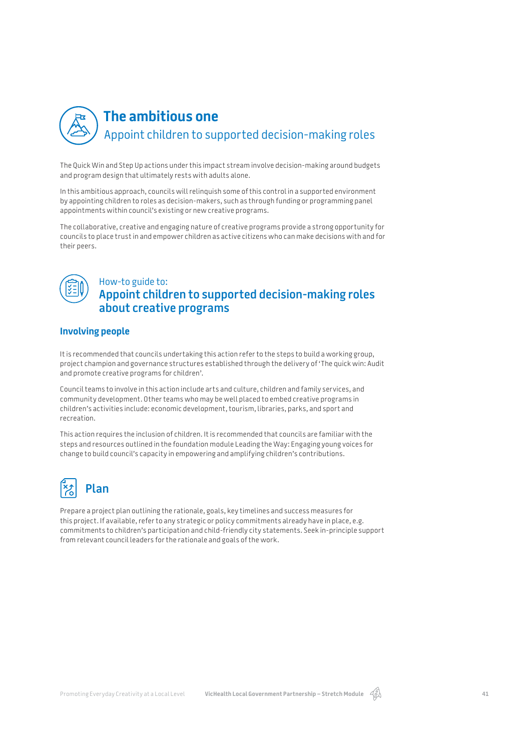# The ambitious one

## Appoint children to supported decision-making roles

The Quick Win and Step Up actions under this impact stream involve decision-making around budgets and program design that ultimately rests with adults alone.

In this ambitious approach, councils will relinquish some of this control in a supported environment by appointing children to roles as decision-makers, such as through funding or programming panel appointments within council's existing or new creative programs.

The collaborative, creative and engaging nature of creative programs provide a strong opportunity for councils to place trust in and empower children as active citizens who can make decisions with and for their peers.

## How-to guide to: **Appoint children to supported decision-making roles about creative programs**

### Involving people

It is recommended that councils undertaking this action refer to the steps to build a working group, project champion and governance structures established through the delivery of 'The quick win: Audit and promote creative programs for children'.

Council teams to involve in this action include arts and culture, children and family services, and community development. Other teams who may be well placed to embed creative programs in children's activities include: economic development, tourism, libraries, parks, and sport and recreation.

This action requires the inclusion of children. It is recommended that councils are familiar with the steps and resources outlined in the foundation module Leading the Way: Engaging young voices for change to build council's capacity in empowering and amplifying children's contributions.

## Plan

Prepare a project plan outlining the rationale, goals, key timelines and success measures for this project. If available, refer to any strategic or policy commitments already have in place, e.g. commitments to children's participation and child-friendly city statements. Seek in-principle support from relevant council leaders for the rationale and goals of the work.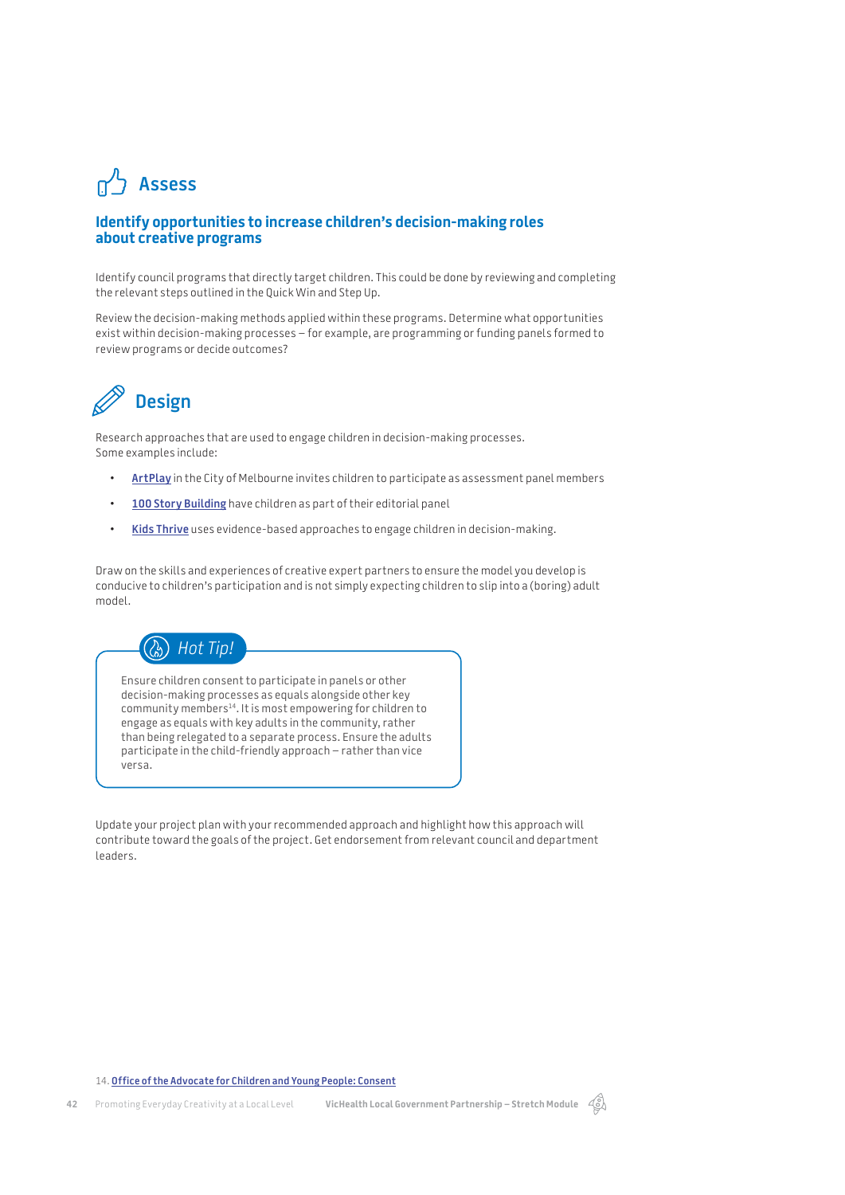## Assess

### Identify opportunities to increase children's decision-making roles about creative programs

Identify council programs that directly target children. This could be done by reviewing and completing the relevant steps outlined in the Quick Win and Step Up.

Review the decision-making methods applied within these programs. Determine what opportunities exist within decision-making processes – for example, are programming or funding panels formed to review programs or decide outcomes?

## Design

Research approaches that are used to engage children in decision-making processes. Some examples include:

- **ArtPlay** in the City of Melbourne invites children to participate as assessment panel members
- **100 Story Building** have children as part of their editorial panel
- **Kids Thrive** uses evidence-based approaches to engage children in decision-making.

Draw on the skills and experiences of creative expert partners to ensure the model you develop is conducive to children's participation and is not simply expecting children to slip into a (boring) adult model.

> *Hot Tip!*
>
> Ensure children consent to participate in panels or other decision-making processes as equals alongside other key community members[14]. It is most empowering for children to engage as equals with key adults in the community, rather than being relegated to a separate process. Ensure the adults participate in the child-friendly approach – rather than vice versa.

Update your project plan with your recommended approach and highlight how this approach will contribute toward the goals of the project. Get endorsement from relevant council and department leaders.

14. **Office of the Advocate for Children and Young People: Consent**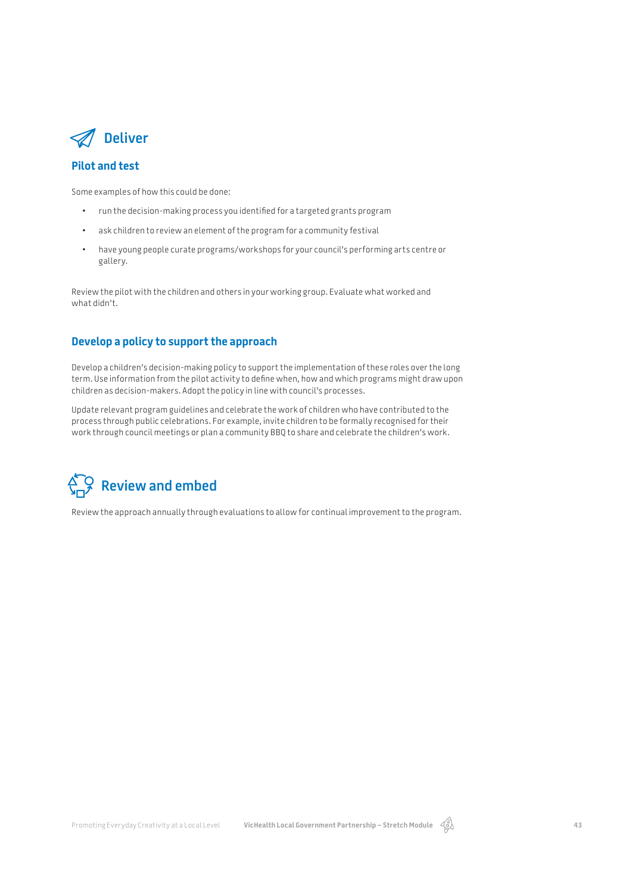# Deliver

## Pilot and test

Some examples of how this could be done:

- run the decision-making process you identified for a targeted grants program
- ask children to review an element of the program for a community festival
- have young people curate programs/workshops for your council's performing arts centre or gallery.

Review the pilot with the children and others in your working group. Evaluate what worked and what didn't.

## Develop a policy to support the approach

Develop a children's decision-making policy to support the implementation of these roles over the long term. Use information from the pilot activity to define when, how and which programs might draw upon children as decision-makers. Adopt the policy in line with council's processes.

Update relevant program guidelines and celebrate the work of children who have contributed to the process through public celebrations. For example, invite children to be formally recognised for their work through council meetings or plan a community BBQ to share and celebrate the children's work.

# Review and embed

Review the approach annually through evaluations to allow for continual improvement to the program.